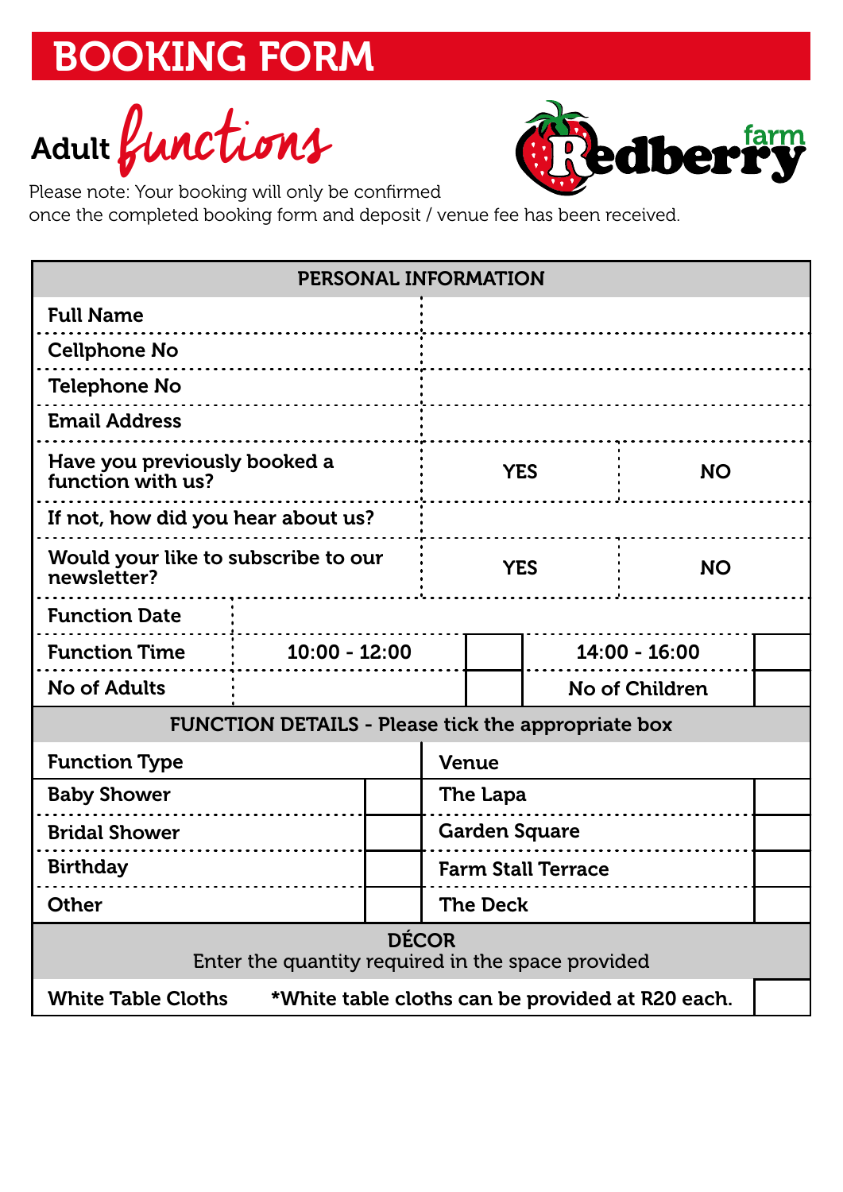# BOOKING FORM

## Adult functions

Redberry farm

Please note: Your booking will only be confirmed once the completed booking form and deposit / venue fee has been received.

| PERSONAL INFORMATION | | | | |
|---|---|---|---|---|
| Full Name | | | | |
| Cellphone No | | | | |
| Telephone No | | | | |
| Email Address | | | | |
| Have you previously booked a function with us? | YES | | NO | |
| If not, how did you hear about us? | | | | |
| Would your like to subscribe to our newsletter? | YES | | NO | |
| Function Date | | | | |
| Function Time | 10:00 - 12:00 | | 14:00 - 16:00 | |
| No of Adults | | | No of Children | |

| FUNCTION DETAILS - Please tick the appropriate box | | | |
|---|---|---|---|
| Function Type | | Venue | |
| Baby Shower | | The Lapa | |
| Bridal Shower | | Garden Square | |
| Birthday | | Farm Stall Terrace | |
| Other | | The Deck | |

| DÉCOR<br>Enter the quantity required in the space provided | |
|---|---|
| White Table Cloths *White table cloths can be provided at R20 each. | |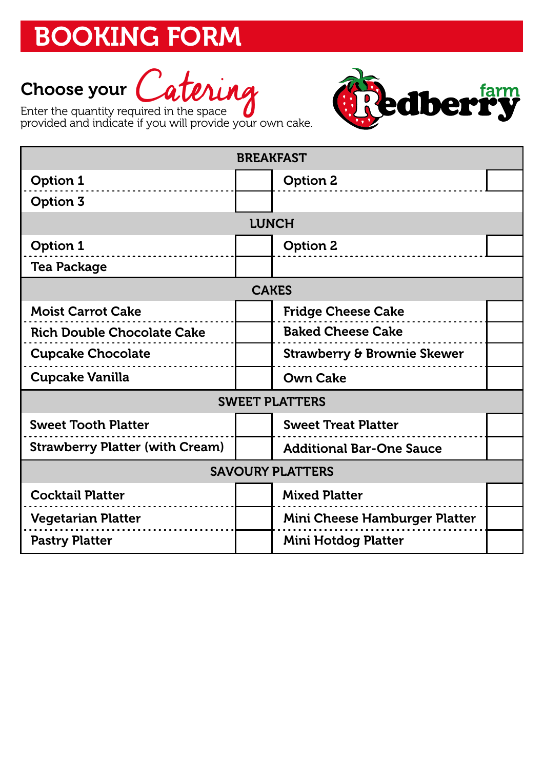# BOOKING FORM

## Choose your *Catering*

Enter the quantity required in the space provided and indicate if you will provide your own cake.

Redberry farm

| BREAKFAST | | | |
|---|---|---|---|
| Option 1 | | Option 2 | |
| Option 3 | | | |
| **LUNCH** | | | |
| Option 1 | | Option 2 | |
| Tea Package | | | |
| **CAKES** | | | |
| Moist Carrot Cake | | Fridge Cheese Cake | |
| Rich Double Chocolate Cake | | Baked Cheese Cake | |
| Cupcake Chocolate | | Strawberry & Brownie Skewer | |
| Cupcake Vanilla | | Own Cake | |
| **SWEET PLATTERS** | | | |
| Sweet Tooth Platter | | Sweet Treat Platter | |
| Strawberry Platter (with Cream) | | Additional Bar-One Sauce | |
| **SAVOURY PLATTERS** | | | |
| Cocktail Platter | | Mixed Platter | |
| Vegetarian Platter | | Mini Cheese Hamburger Platter | |
| Pastry Platter | | Mini Hotdog Platter | |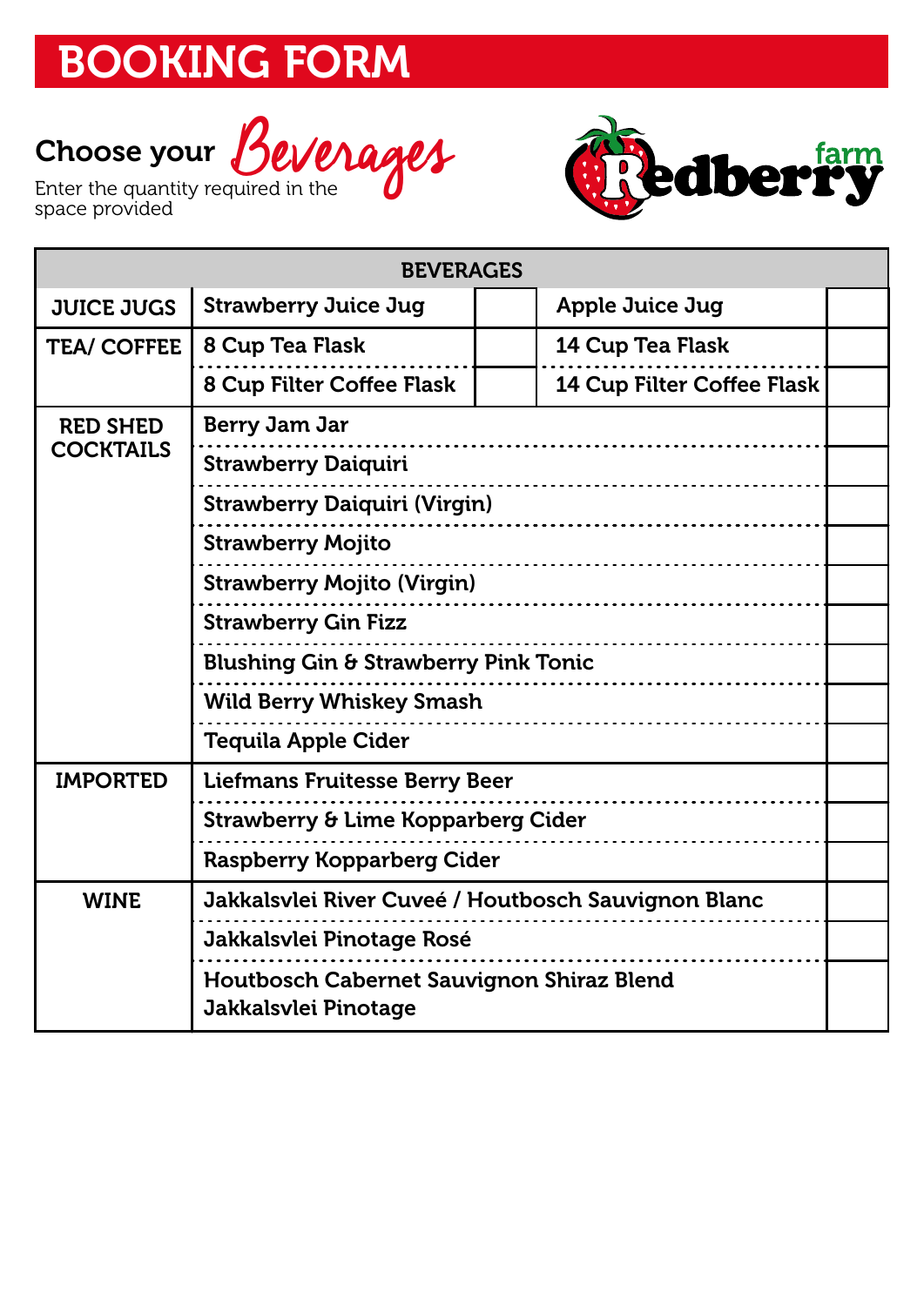# BOOKING FORM

## Choose your *Beverages*

Enter the quantity required in the space provided

Redberry farm

| BEVERAGES | | | | |
|---|---|---|---|---|
| JUICE JUGS | Strawberry Juice Jug | | Apple Juice Jug | |
| TEA/ COFFEE | 8 Cup Tea Flask | | 14 Cup Tea Flask | |
| | 8 Cup Filter Coffee Flask | | 14 Cup Filter Coffee Flask | |
| RED SHED COCKTAILS | Berry Jam Jar | | | |
| | Strawberry Daiquiri | | | |
| | Strawberry Daiquiri (Virgin) | | | |
| | Strawberry Mojito | | | |
| | Strawberry Mojito (Virgin) | | | |
| | Strawberry Gin Fizz | | | |
| | Blushing Gin & Strawberry Pink Tonic | | | |
| | Wild Berry Whiskey Smash | | | |
| | Tequila Apple Cider | | | |
| IMPORTED | Liefmans Fruitesse Berry Beer | | | |
| | Strawberry & Lime Kopparberg Cider | | | |
| | Raspberry Kopparberg Cider | | | |
| WINE | Jakkalsvlei River Cuveé / Houtbosch Sauvignon Blanc | | | |
| | Jakkalsvlei Pinotage Rosé | | | |
| | Houtbosch Cabernet Sauvignon Shiraz Blend Jakkalsvlei Pinotage | | | |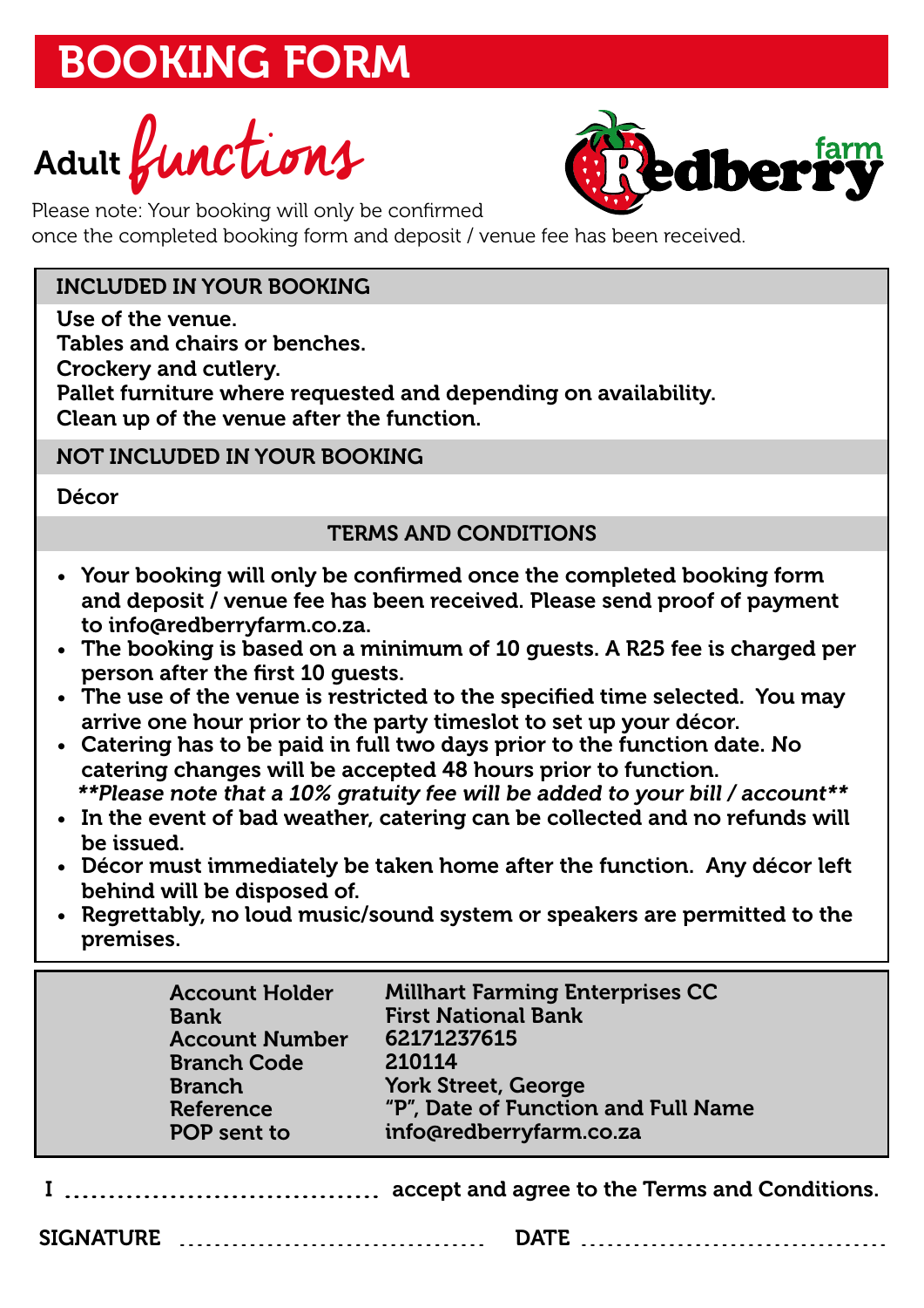# BOOKING FORM

## Adult functions

Redberry farm

Please note: Your booking will only be confirmed once the completed booking form and deposit / venue fee has been received.

### INCLUDED IN YOUR BOOKING

**Use of the venue.**
**Tables and chairs or benches.**
**Crockery and cutlery.**
**Pallet furniture where requested and depending on availability.**
**Clean up of the venue after the function.**

### NOT INCLUDED IN YOUR BOOKING

**Décor**

### TERMS AND CONDITIONS

- **Your booking will only be confirmed once the completed booking form and deposit / venue fee has been received. Please send proof of payment to info@redberryfarm.co.za.**
- **The booking is based on a minimum of 10 guests. A R25 fee is charged per person after the first 10 guests.**
- **The use of the venue is restricted to the specified time selected. You may arrive one hour prior to the party timeslot to set up your décor.**
- **Catering has to be paid in full two days prior to the function date. No catering changes will be accepted 48 hours prior to function.**
  ***\*\*Please note that a 10% gratuity fee will be added to your bill / account\*\****
- **In the event of bad weather, catering can be collected and no refunds will be issued.**
- **Décor must immediately be taken home after the function. Any décor left behind will be disposed of.**
- **Regrettably, no loud music/sound system or speakers are permitted to the premises.**

| | |
|---|---|
| Account Holder | Millhart Farming Enterprises CC |
| Bank | First National Bank |
| Account Number | 62171237615 |
| Branch Code | 210114 |
| Branch | York Street, George |
| Reference | "P", Date of Function and Full Name |
| POP sent to | info@redberryfarm.co.za |

I .................................. accept and agree to the Terms and Conditions.

SIGNATURE .................................. DATE ..................................